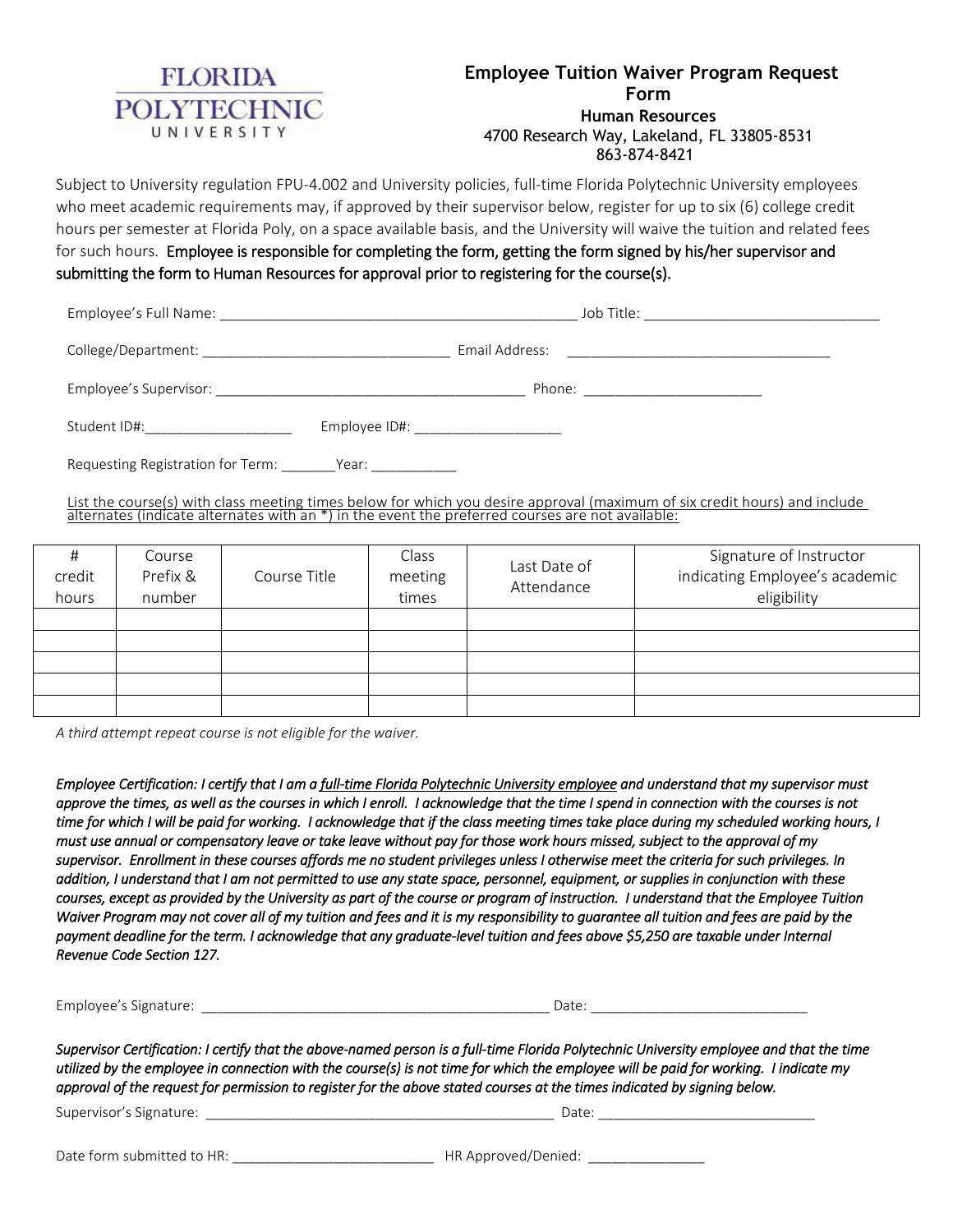FLORIDA POLYTECHNIC UNIVERSITY

# Employee Tuition Waiver Program Request Form

**Human Resources**
4700 Research Way, Lakeland, FL 33805-8531
863-874-8421

Subject to University regulation FPU-4.002 and University policies, full-time Florida Polytechnic University employees who meet academic requirements may, if approved by their supervisor below, register for up to six (6) college credit hours per semester at Florida Poly, on a space available basis, and the University will waive the tuition and related fees for such hours. **Employee is responsible for completing the form, getting the form signed by his/her supervisor and submitting the form to Human Resources for approval prior to registering for the course(s).**

Employee's Full Name: _______________________________________________ Job Title: ______________________________

College/Department: ________________________________ Email Address: __________________________________

Employee's Supervisor: __________________________________________ Phone: _______________________

Student ID#:___________________ Employee ID#: ___________________

Requesting Registration for Term: _______Year: ___________

List the course(s) with class meeting times below for which you desire approval (maximum of six credit hours) and include alternates (indicate alternates with an *) in the event the preferred courses are not available:

| # credit hours | Course Prefix & number | Course Title | Class meeting times | Last Date of Attendance | Signature of Instructor indicating Employee's academic eligibility |
|---|---|---|---|---|---|
| | | | | | |
| | | | | | |
| | | | | | |
| | | | | | |
| | | | | | |

*A third attempt repeat course is not eligible for the waiver.*

*Employee Certification: I certify that I am a full-time Florida Polytechnic University employee and understand that my supervisor must approve the times, as well as the courses in which I enroll. I acknowledge that the time I spend in connection with the courses is not time for which I will be paid for working. I acknowledge that if the class meeting times take place during my scheduled working hours, I must use annual or compensatory leave or take leave without pay for those work hours missed, subject to the approval of my supervisor. Enrollment in these courses affords me no student privileges unless I otherwise meet the criteria for such privileges. In addition, I understand that I am not permitted to use any state space, personnel, equipment, or supplies in conjunction with these courses, except as provided by the University as part of the course or program of instruction. I understand that the Employee Tuition Waiver Program may not cover all of my tuition and fees and it is my responsibility to guarantee all tuition and fees are paid by the payment deadline for the term. I acknowledge that any graduate-level tuition and fees above $5,250 are taxable under Internal Revenue Code Section 127.*

Employee's Signature: ______________________________________________ Date: ____________________________

*Supervisor Certification: I certify that the above-named person is a full-time Florida Polytechnic University employee and that the time utilized by the employee in connection with the course(s) is not time for which the employee will be paid for working. I indicate my approval of the request for permission to register for the above stated courses at the times indicated by signing below.*

Supervisor's Signature: ______________________________________________ Date: ____________________________

Date form submitted to HR: __________________________ HR Approved/Denied: _______________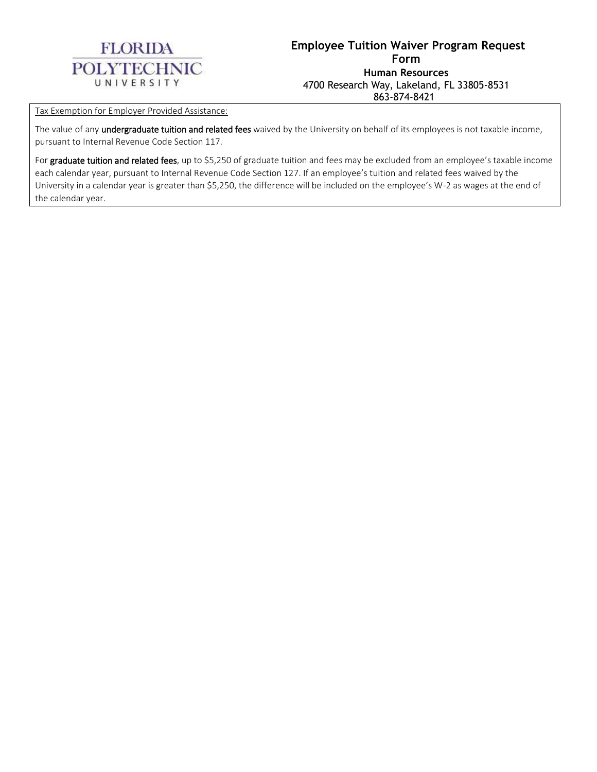# Employee Tuition Waiver Program Request Form

**Human Resources**
4700 Research Way, Lakeland, FL 33805-8531
863-874-8421

Tax Exemption for Employer Provided Assistance:

The value of any **undergraduate tuition and related fees** waived by the University on behalf of its employees is not taxable income, pursuant to Internal Revenue Code Section 117.

For **graduate tuition and related fees**, up to $5,250 of graduate tuition and fees may be excluded from an employee's taxable income each calendar year, pursuant to Internal Revenue Code Section 127. If an employee's tuition and related fees waived by the University in a calendar year is greater than $5,250, the difference will be included on the employee's W-2 as wages at the end of the calendar year.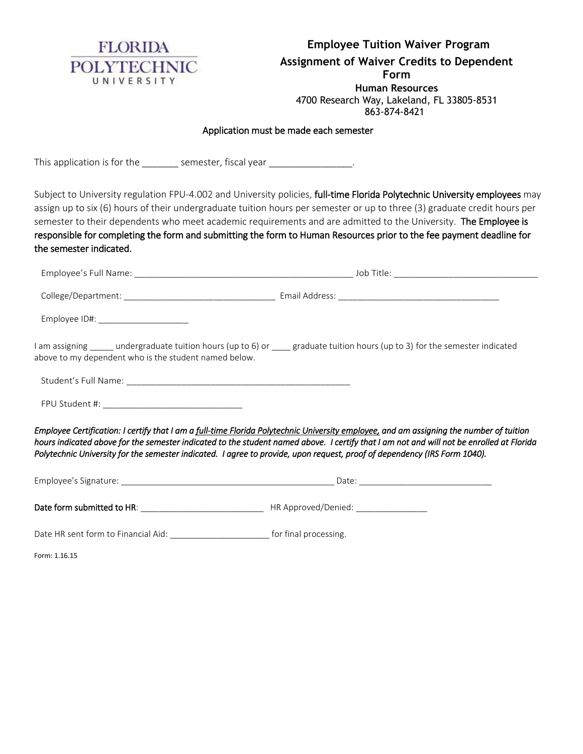FLORIDA POLYTECHNIC UNIVERSITY

# Employee Tuition Waiver Program

## Assignment of Waiver Credits to Dependent Form

**Human Resources**
4700 Research Way, Lakeland, FL 33805-8531
863-874-8421

Application must be made each semester

This application is for the _______ semester, fiscal year ________________.

Subject to University regulation FPU-4.002 and University policies, **full-time Florida Polytechnic University employees** may assign up to six (6) hours of their undergraduate tuition hours per semester or up to three (3) graduate credit hours per semester to their dependents who meet academic requirements and are admitted to the University. **The Employee is responsible for completing the form and submitting the form to Human Resources prior to the fee payment deadline for the semester indicated.**

Employee's Full Name: _______________________________________________ Job Title: ______________________________

College/Department: ________________________________ Email Address: __________________________________

Employee ID#: ___________________

I am assigning _____ undergraduate tuition hours (up to 6) or ____ graduate tuition hours (up to 3) for the semester indicated above to my dependent who is the student named below.

Student's Full Name: ________________________________________________

FPU Student #: ______________________________

*Employee Certification: I certify that I am a full-time Florida Polytechnic University employee, and am assigning the number of tuition hours indicated above for the semester indicated to the student named above. I certify that I am not and will not be enrolled at Florida Polytechnic University for the semester indicated. I agree to provide, upon request, proof of dependency (IRS Form 1040).*

Employee's Signature: ____________________________________________ Date: ____________________________

**Date form submitted to HR**: __________________________ HR Approved/Denied: _______________

Date HR sent form to Financial Aid: _____________________ for final processing.

Form: 1.16.15